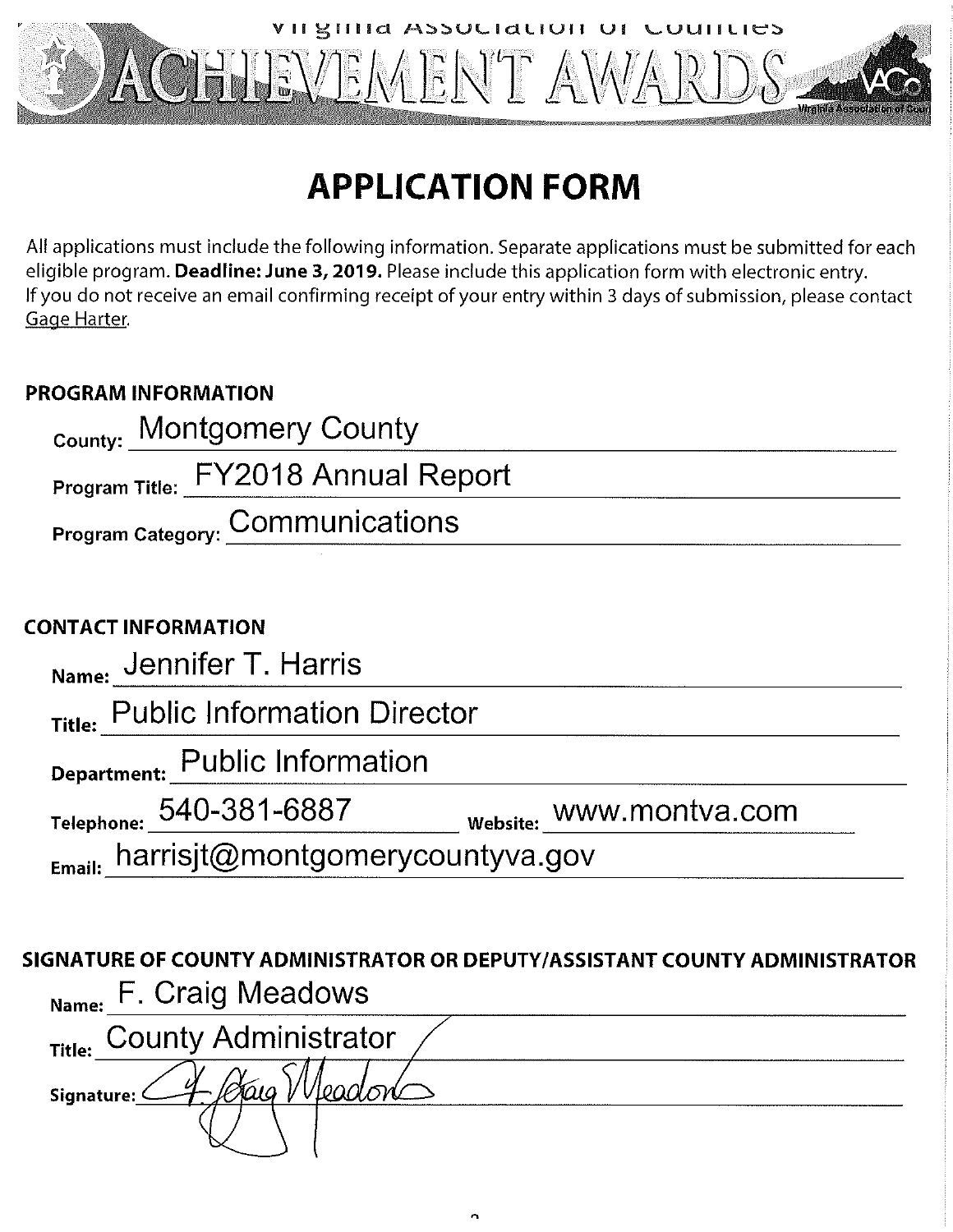Virginia Association of Counties

# ACHIEVEMENT AWARDS

## APPLICATION FORM

All applications must include the following information. Separate applications must be submitted for each eligible program. **Deadline: June 3, 2019.** Please include this application form with electronic entry. If you do not receive an email confirming receipt of your entry within 3 days of submission, please contact Gage Harter.

### PROGRAM INFORMATION

County: Montgomery County

Program Title: FY2018 Annual Report

Program Category: Communications

### CONTACT INFORMATION

Name: Jennifer T. Harris

Title: Public Information Director

Department: Public Information

Telephone: 540-381-6887 Website: www.montva.com

Email: harrisjt@montgomerycountyva.gov

### SIGNATURE OF COUNTY ADMINISTRATOR OR DEPUTY/ASSISTANT COUNTY ADMINISTRATOR

Name: F. Craig Meadows

Title: County Administrator

Signature: F. Craig Meadows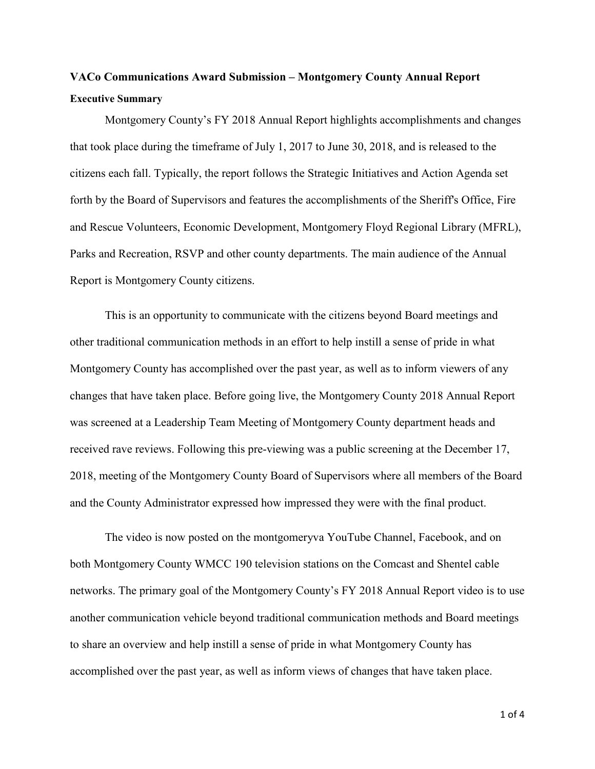**VACo Communications Award Submission – Montgomery County Annual Report**

**Executive Summary**

Montgomery County's FY 2018 Annual Report highlights accomplishments and changes that took place during the timeframe of July 1, 2017 to June 30, 2018, and is released to the citizens each fall. Typically, the report follows the Strategic Initiatives and Action Agenda set forth by the Board of Supervisors and features the accomplishments of the Sheriff's Office, Fire and Rescue Volunteers, Economic Development, Montgomery Floyd Regional Library (MFRL), Parks and Recreation, RSVP and other county departments. The main audience of the Annual Report is Montgomery County citizens.

This is an opportunity to communicate with the citizens beyond Board meetings and other traditional communication methods in an effort to help instill a sense of pride in what Montgomery County has accomplished over the past year, as well as to inform viewers of any changes that have taken place. Before going live, the Montgomery County 2018 Annual Report was screened at a Leadership Team Meeting of Montgomery County department heads and received rave reviews. Following this pre-viewing was a public screening at the December 17, 2018, meeting of the Montgomery County Board of Supervisors where all members of the Board and the County Administrator expressed how impressed they were with the final product.

The video is now posted on the montgomeryva YouTube Channel, Facebook, and on both Montgomery County WMCC 190 television stations on the Comcast and Shentel cable networks. The primary goal of the Montgomery County's FY 2018 Annual Report video is to use another communication vehicle beyond traditional communication methods and Board meetings to share an overview and help instill a sense of pride in what Montgomery County has accomplished over the past year, as well as inform views of changes that have taken place.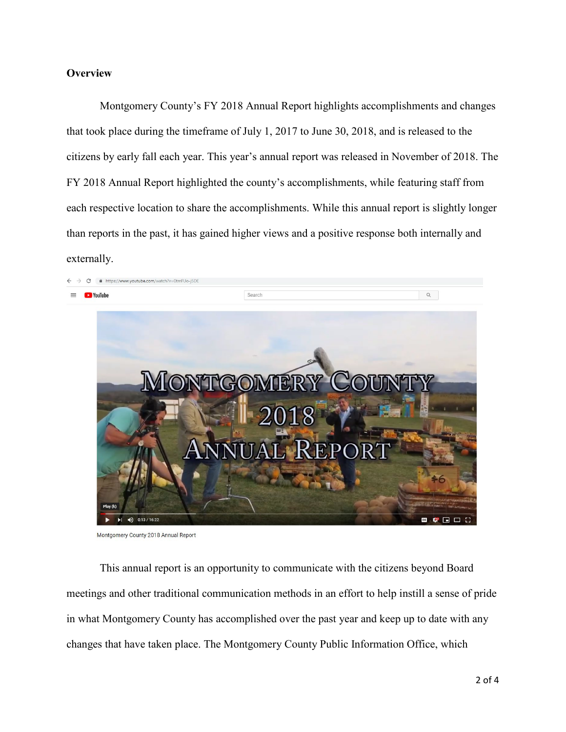**Overview**

Montgomery County's FY 2018 Annual Report highlights accomplishments and changes that took place during the timeframe of July 1, 2017 to June 30, 2018, and is released to the citizens by early fall each year. This year's annual report was released in November of 2018. The FY 2018 Annual Report highlighted the county's accomplishments, while featuring staff from each respective location to share the accomplishments. While this annual report is slightly longer than reports in the past, it has gained higher views and a positive response both internally and externally.

Montgomery County 2018 Annual Report

This annual report is an opportunity to communicate with the citizens beyond Board meetings and other traditional communication methods in an effort to help instill a sense of pride in what Montgomery County has accomplished over the past year and keep up to date with any changes that have taken place. The Montgomery County Public Information Office, which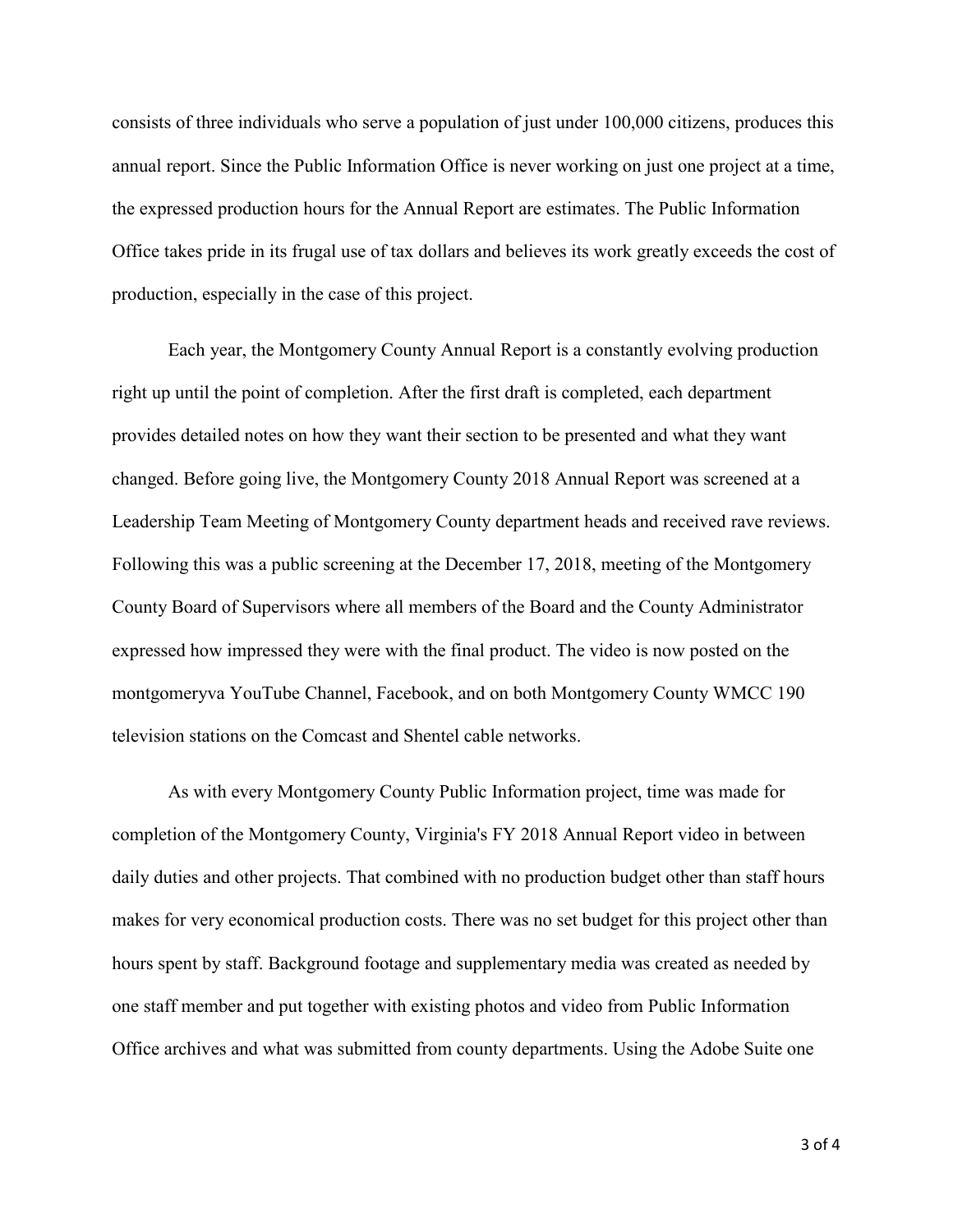consists of three individuals who serve a population of just under 100,000 citizens, produces this annual report. Since the Public Information Office is never working on just one project at a time, the expressed production hours for the Annual Report are estimates. The Public Information Office takes pride in its frugal use of tax dollars and believes its work greatly exceeds the cost of production, especially in the case of this project.

Each year, the Montgomery County Annual Report is a constantly evolving production right up until the point of completion. After the first draft is completed, each department provides detailed notes on how they want their section to be presented and what they want changed. Before going live, the Montgomery County 2018 Annual Report was screened at a Leadership Team Meeting of Montgomery County department heads and received rave reviews. Following this was a public screening at the December 17, 2018, meeting of the Montgomery County Board of Supervisors where all members of the Board and the County Administrator expressed how impressed they were with the final product. The video is now posted on the montgomeryva YouTube Channel, Facebook, and on both Montgomery County WMCC 190 television stations on the Comcast and Shentel cable networks.

As with every Montgomery County Public Information project, time was made for completion of the Montgomery County, Virginia's FY 2018 Annual Report video in between daily duties and other projects. That combined with no production budget other than staff hours makes for very economical production costs. There was no set budget for this project other than hours spent by staff. Background footage and supplementary media was created as needed by one staff member and put together with existing photos and video from Public Information Office archives and what was submitted from county departments. Using the Adobe Suite one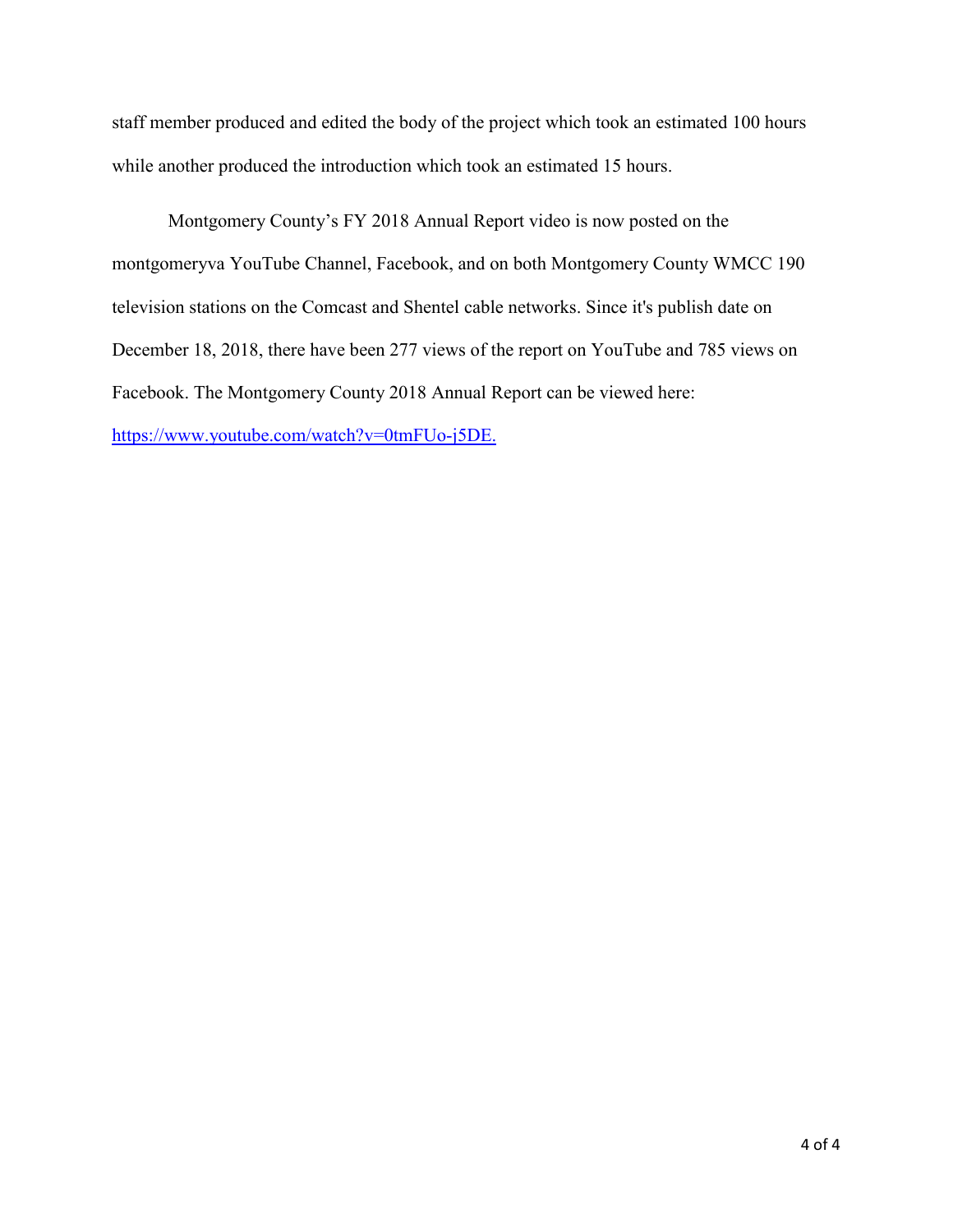staff member produced and edited the body of the project which took an estimated 100 hours while another produced the introduction which took an estimated 15 hours.

Montgomery County's FY 2018 Annual Report video is now posted on the montgomeryva YouTube Channel, Facebook, and on both Montgomery County WMCC 190 television stations on the Comcast and Shentel cable networks. Since it's publish date on December 18, 2018, there have been 277 views of the report on YouTube and 785 views on Facebook. The Montgomery County 2018 Annual Report can be viewed here: https://www.youtube.com/watch?v=0tmFUo-j5DE.